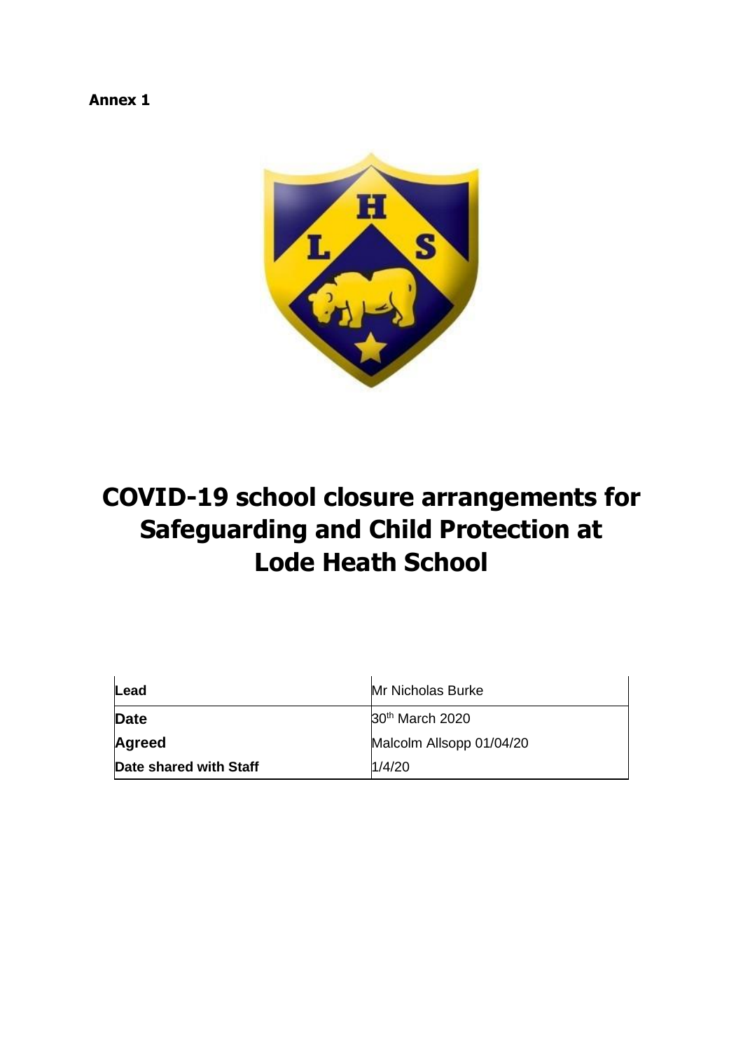**Annex 1**

# COVID-19 school closure arrangements for Safeguarding and Child Protection at Lode Heath School

| **Lead** | Mr Nicholas Burke |
| --- | --- |
| **Date** | 30th March 2020 |
| **Agreed** | Malcolm Allsopp 01/04/20 |
| **Date shared with Staff** | 1/4/20 |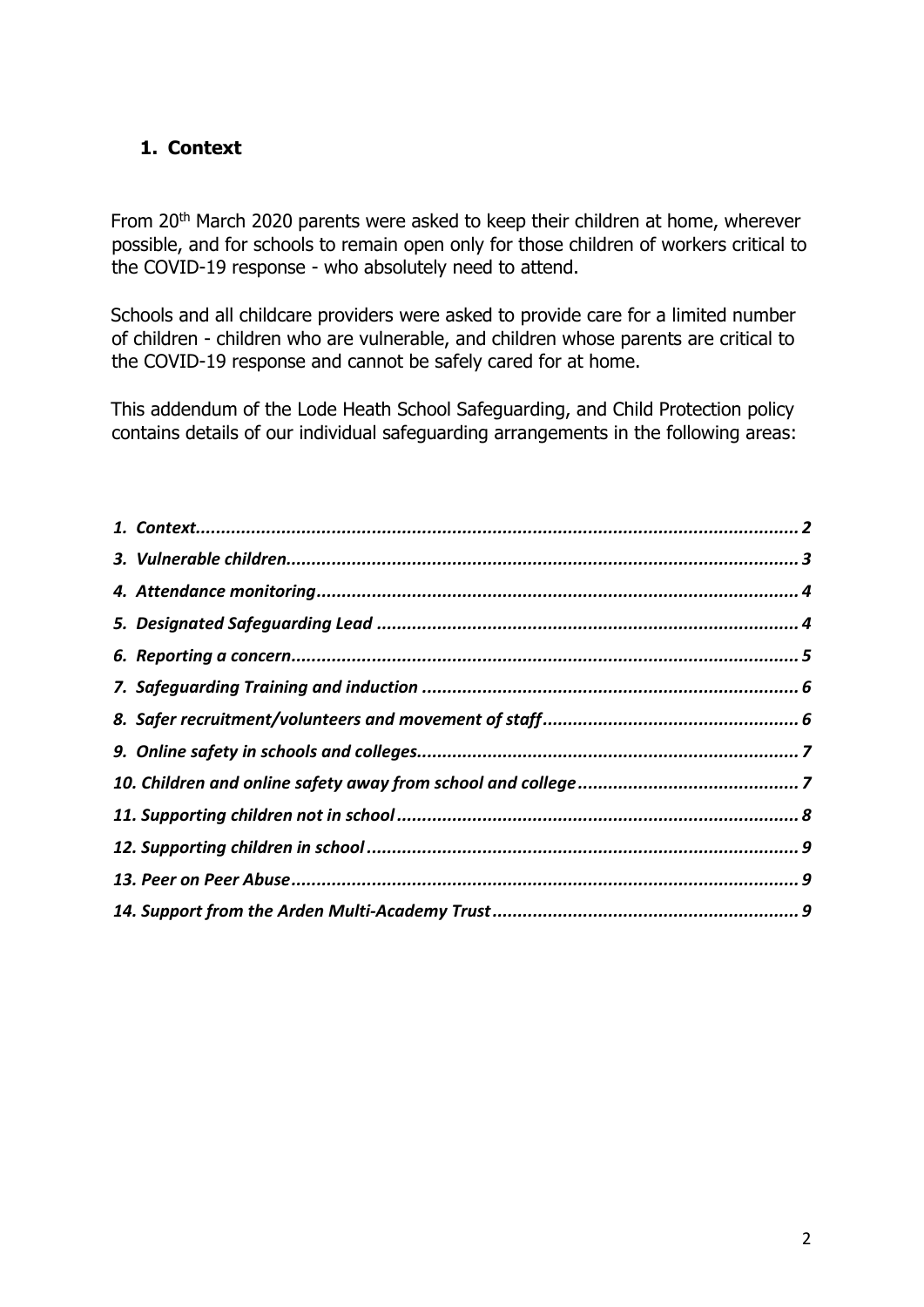## 1. Context

From 20th March 2020 parents were asked to keep their children at home, wherever possible, and for schools to remain open only for those children of workers critical to the COVID-19 response - who absolutely need to attend.

Schools and all childcare providers were asked to provide care for a limited number of children - children who are vulnerable, and children whose parents are critical to the COVID-19 response and cannot be safely cared for at home.

This addendum of the Lode Heath School Safeguarding, and Child Protection policy contains details of our individual safeguarding arrangements in the following areas:

***1. Context...................................................................................................................... 2***
***3. Vulnerable children................................................................................................... 3***
***4. Attendance monitoring.............................................................................................. 4***
***5. Designated Safeguarding Lead ................................................................................ 4***
***6. Reporting a concern.................................................................................................. 5***
***7. Safeguarding Training and induction ........................................................................ 6***
***8. Safer recruitment/volunteers and movement of staff................................................. 6***
***9. Online safety in schools and colleges....................................................................... 7***
***10. Children and online safety away from school and college........................................ 7***
***11. Supporting children not in school ........................................................................... 8***
***12. Supporting children in school ................................................................................. 9***
***13. Peer on Peer Abuse................................................................................................ 9***
***14. Support from the Arden Multi-Academy Trust ......................................................... 9***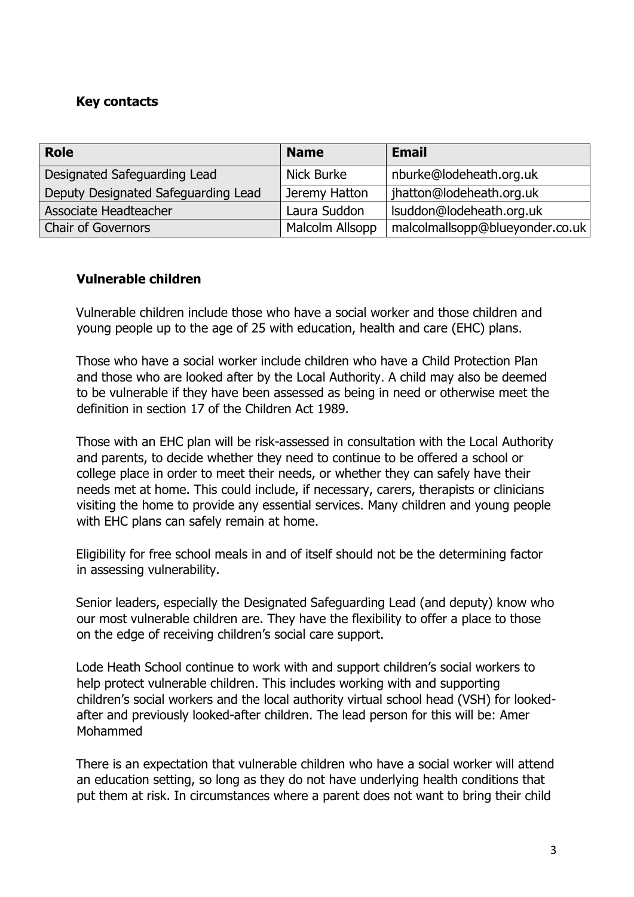### Key contacts

| Role | Name | Email |
|---|---|---|
| Designated Safeguarding Lead | Nick Burke | nburke@lodeheath.org.uk |
| Deputy Designated Safeguarding Lead | Jeremy Hatton | jhatton@lodeheath.org.uk |
| Associate Headteacher | Laura Suddon | lsuddon@lodeheath.org.uk |
| Chair of Governors | Malcolm Allsopp | malcolmallsopp@blueyonder.co.uk |

### Vulnerable children

Vulnerable children include those who have a social worker and those children and young people up to the age of 25 with education, health and care (EHC) plans.

Those who have a social worker include children who have a Child Protection Plan and those who are looked after by the Local Authority. A child may also be deemed to be vulnerable if they have been assessed as being in need or otherwise meet the definition in section 17 of the Children Act 1989.

Those with an EHC plan will be risk-assessed in consultation with the Local Authority and parents, to decide whether they need to continue to be offered a school or college place in order to meet their needs, or whether they can safely have their needs met at home. This could include, if necessary, carers, therapists or clinicians visiting the home to provide any essential services. Many children and young people with EHC plans can safely remain at home.

Eligibility for free school meals in and of itself should not be the determining factor in assessing vulnerability.

Senior leaders, especially the Designated Safeguarding Lead (and deputy) know who our most vulnerable children are. They have the flexibility to offer a place to those on the edge of receiving children's social care support.

Lode Heath School continue to work with and support children's social workers to help protect vulnerable children. This includes working with and supporting children's social workers and the local authority virtual school head (VSH) for looked-after and previously looked-after children. The lead person for this will be: Amer Mohammed

There is an expectation that vulnerable children who have a social worker will attend an education setting, so long as they do not have underlying health conditions that put them at risk. In circumstances where a parent does not want to bring their child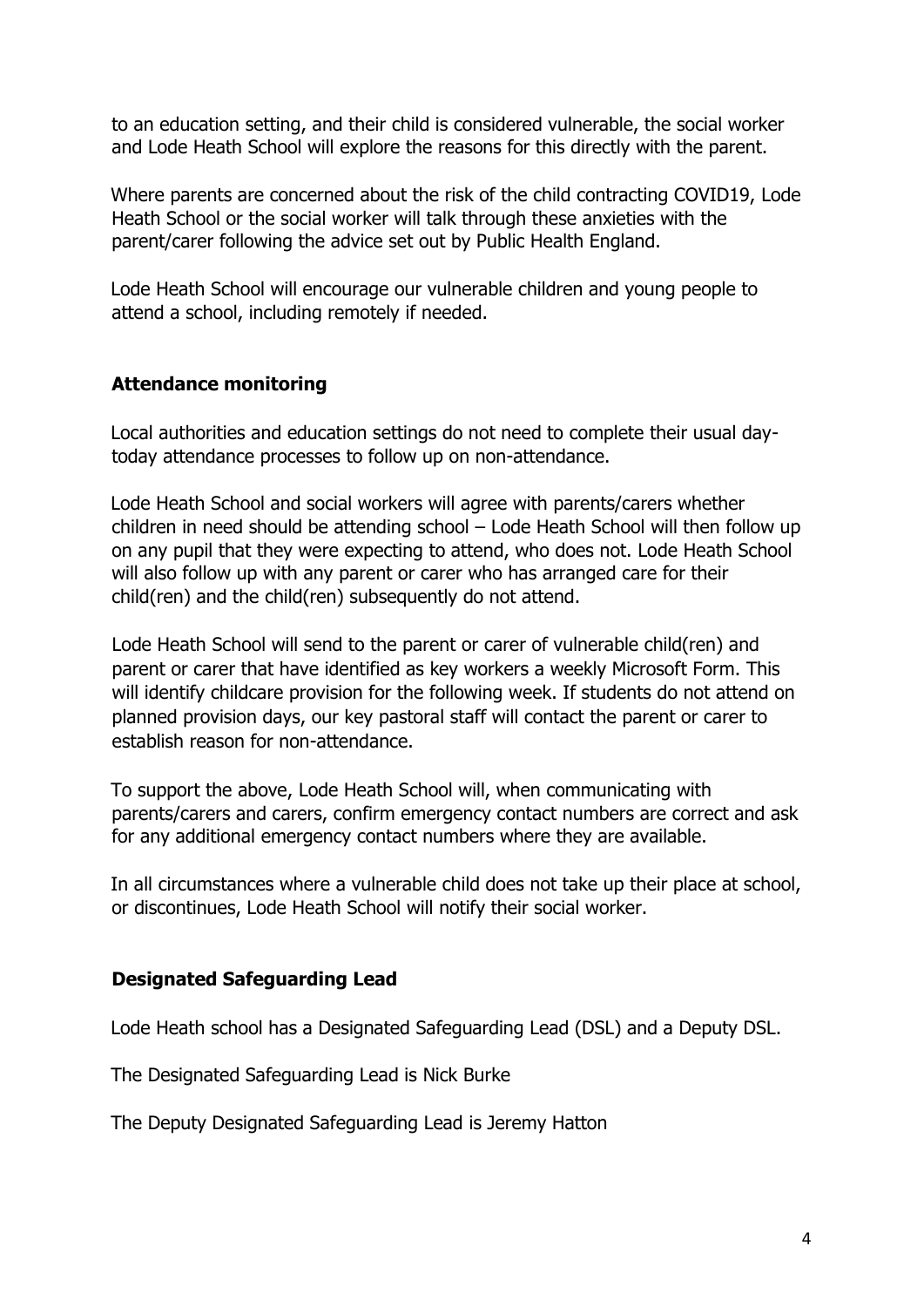to an education setting, and their child is considered vulnerable, the social worker and Lode Heath School will explore the reasons for this directly with the parent.

Where parents are concerned about the risk of the child contracting COVID19, Lode Heath School or the social worker will talk through these anxieties with the parent/carer following the advice set out by Public Health England.

Lode Heath School will encourage our vulnerable children and young people to attend a school, including remotely if needed.

## Attendance monitoring

Local authorities and education settings do not need to complete their usual day-today attendance processes to follow up on non-attendance.

Lode Heath School and social workers will agree with parents/carers whether children in need should be attending school – Lode Heath School will then follow up on any pupil that they were expecting to attend, who does not. Lode Heath School will also follow up with any parent or carer who has arranged care for their child(ren) and the child(ren) subsequently do not attend.

Lode Heath School will send to the parent or carer of vulnerable child(ren) and parent or carer that have identified as key workers a weekly Microsoft Form. This will identify childcare provision for the following week. If students do not attend on planned provision days, our key pastoral staff will contact the parent or carer to establish reason for non-attendance.

To support the above, Lode Heath School will, when communicating with parents/carers and carers, confirm emergency contact numbers are correct and ask for any additional emergency contact numbers where they are available.

In all circumstances where a vulnerable child does not take up their place at school, or discontinues, Lode Heath School will notify their social worker.

## Designated Safeguarding Lead

Lode Heath school has a Designated Safeguarding Lead (DSL) and a Deputy DSL.

The Designated Safeguarding Lead is Nick Burke

The Deputy Designated Safeguarding Lead is Jeremy Hatton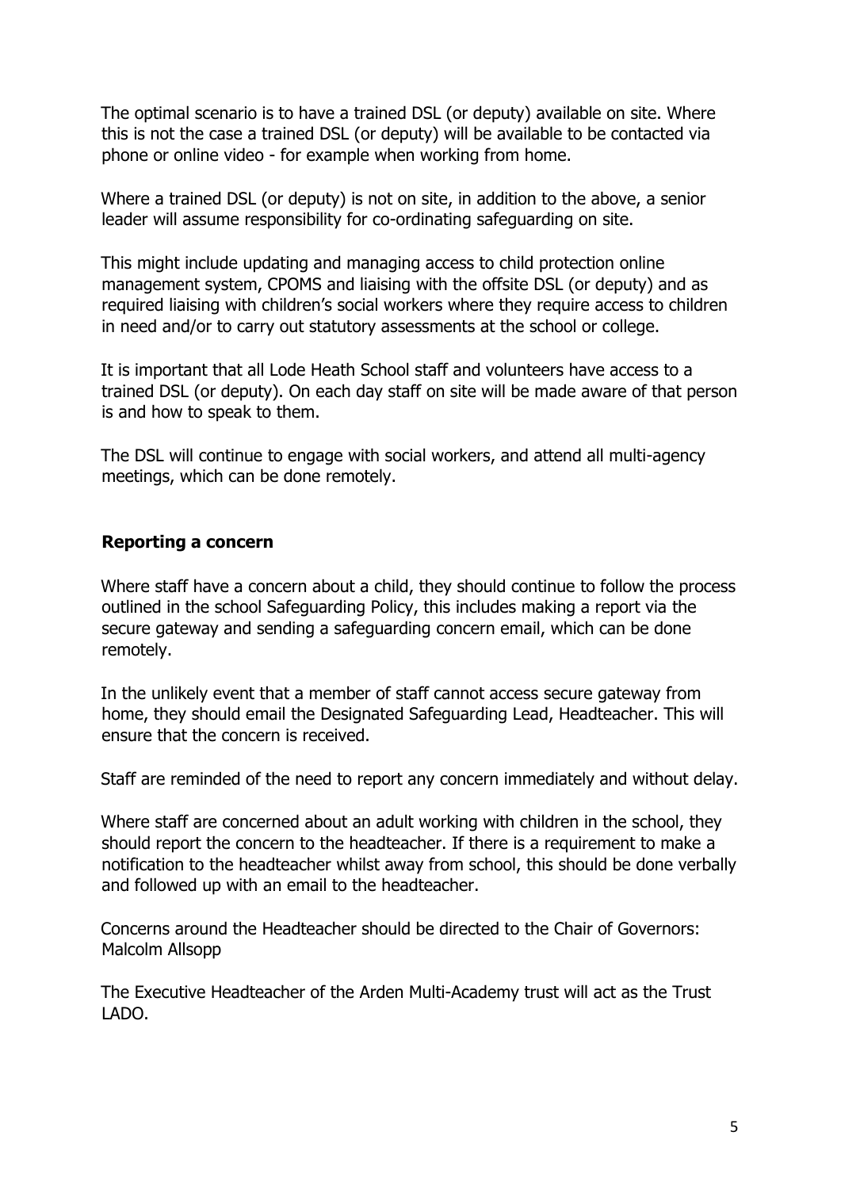The optimal scenario is to have a trained DSL (or deputy) available on site. Where this is not the case a trained DSL (or deputy) will be available to be contacted via phone or online video - for example when working from home.

Where a trained DSL (or deputy) is not on site, in addition to the above, a senior leader will assume responsibility for co-ordinating safeguarding on site.

This might include updating and managing access to child protection online management system, CPOMS and liaising with the offsite DSL (or deputy) and as required liaising with children's social workers where they require access to children in need and/or to carry out statutory assessments at the school or college.

It is important that all Lode Heath School staff and volunteers have access to a trained DSL (or deputy). On each day staff on site will be made aware of that person is and how to speak to them.

The DSL will continue to engage with social workers, and attend all multi-agency meetings, which can be done remotely.

**Reporting a concern**

Where staff have a concern about a child, they should continue to follow the process outlined in the school Safeguarding Policy, this includes making a report via the secure gateway and sending a safeguarding concern email, which can be done remotely.

In the unlikely event that a member of staff cannot access secure gateway from home, they should email the Designated Safeguarding Lead, Headteacher. This will ensure that the concern is received.

Staff are reminded of the need to report any concern immediately and without delay.

Where staff are concerned about an adult working with children in the school, they should report the concern to the headteacher. If there is a requirement to make a notification to the headteacher whilst away from school, this should be done verbally and followed up with an email to the headteacher.

Concerns around the Headteacher should be directed to the Chair of Governors: Malcolm Allsopp

The Executive Headteacher of the Arden Multi-Academy trust will act as the Trust LADO.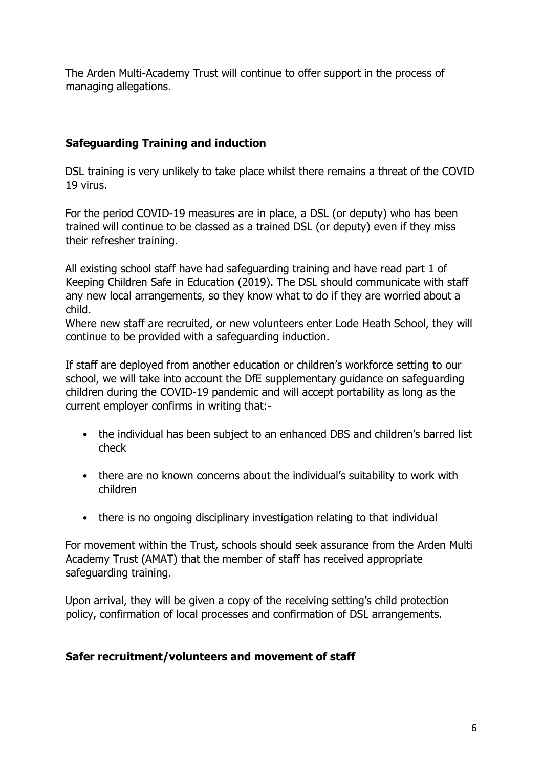The Arden Multi-Academy Trust will continue to offer support in the process of managing allegations.

## Safeguarding Training and induction

DSL training is very unlikely to take place whilst there remains a threat of the COVID 19 virus.

For the period COVID-19 measures are in place, a DSL (or deputy) who has been trained will continue to be classed as a trained DSL (or deputy) even if they miss their refresher training.

All existing school staff have had safeguarding training and have read part 1 of Keeping Children Safe in Education (2019). The DSL should communicate with staff any new local arrangements, so they know what to do if they are worried about a child.

Where new staff are recruited, or new volunteers enter Lode Heath School, they will continue to be provided with a safeguarding induction.

If staff are deployed from another education or children's workforce setting to our school, we will take into account the DfE supplementary guidance on safeguarding children during the COVID-19 pandemic and will accept portability as long as the current employer confirms in writing that:-

- the individual has been subject to an enhanced DBS and children's barred list check
- there are no known concerns about the individual's suitability to work with children
- there is no ongoing disciplinary investigation relating to that individual

For movement within the Trust, schools should seek assurance from the Arden Multi Academy Trust (AMAT) that the member of staff has received appropriate safeguarding training.

Upon arrival, they will be given a copy of the receiving setting's child protection policy, confirmation of local processes and confirmation of DSL arrangements.

## Safer recruitment/volunteers and movement of staff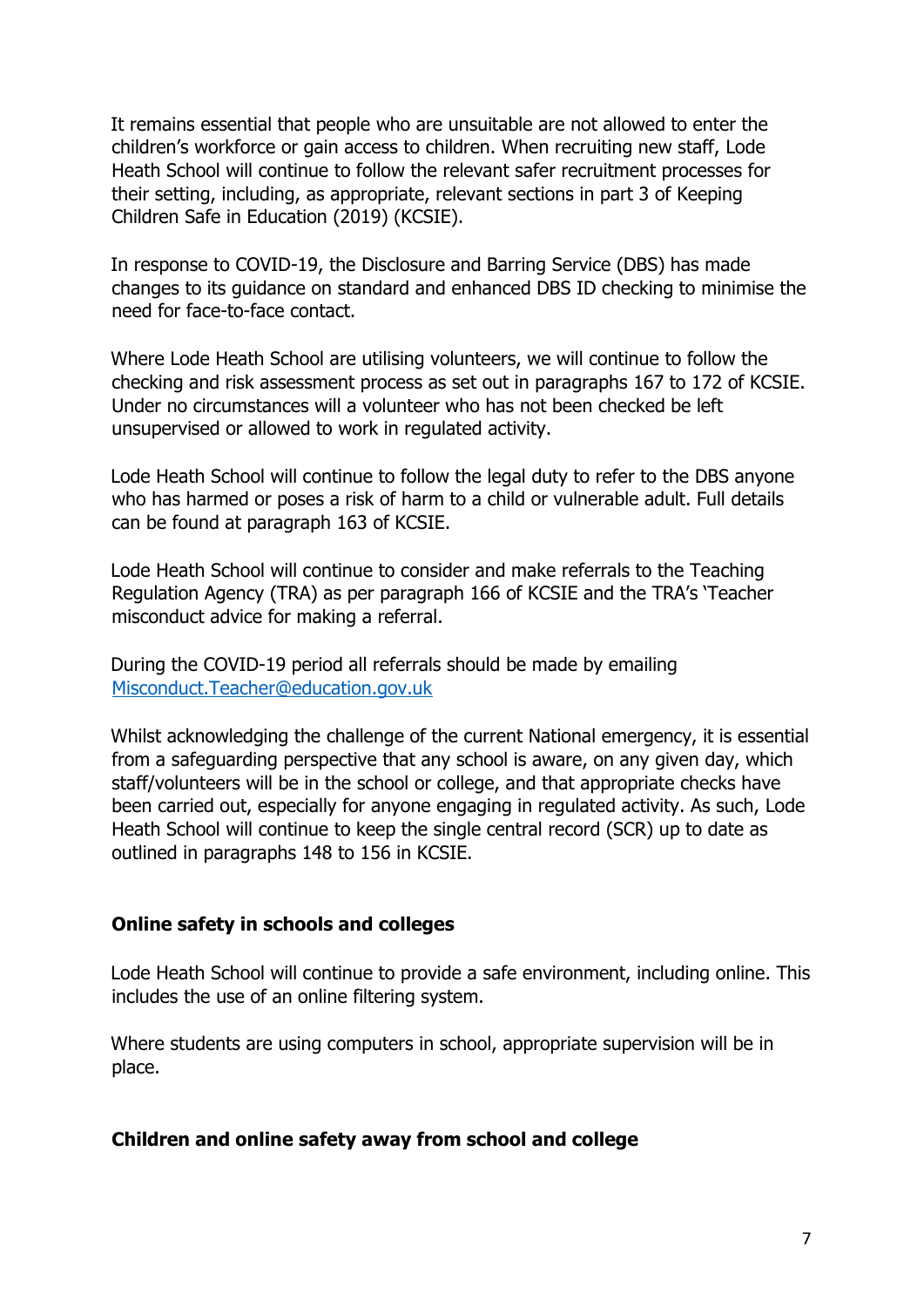It remains essential that people who are unsuitable are not allowed to enter the children's workforce or gain access to children. When recruiting new staff, Lode Heath School will continue to follow the relevant safer recruitment processes for their setting, including, as appropriate, relevant sections in part 3 of Keeping Children Safe in Education (2019) (KCSIE).

In response to COVID-19, the Disclosure and Barring Service (DBS) has made changes to its guidance on standard and enhanced DBS ID checking to minimise the need for face-to-face contact.

Where Lode Heath School are utilising volunteers, we will continue to follow the checking and risk assessment process as set out in paragraphs 167 to 172 of KCSIE. Under no circumstances will a volunteer who has not been checked be left unsupervised or allowed to work in regulated activity.

Lode Heath School will continue to follow the legal duty to refer to the DBS anyone who has harmed or poses a risk of harm to a child or vulnerable adult. Full details can be found at paragraph 163 of KCSIE.

Lode Heath School will continue to consider and make referrals to the Teaching Regulation Agency (TRA) as per paragraph 166 of KCSIE and the TRA's 'Teacher misconduct advice for making a referral.

During the COVID-19 period all referrals should be made by emailing [Misconduct.Teacher@education.gov.uk](mailto:Misconduct.Teacher@education.gov.uk)

Whilst acknowledging the challenge of the current National emergency, it is essential from a safeguarding perspective that any school is aware, on any given day, which staff/volunteers will be in the school or college, and that appropriate checks have been carried out, especially for anyone engaging in regulated activity. As such, Lode Heath School will continue to keep the single central record (SCR) up to date as outlined in paragraphs 148 to 156 in KCSIE.

**Online safety in schools and colleges**

Lode Heath School will continue to provide a safe environment, including online. This includes the use of an online filtering system.

Where students are using computers in school, appropriate supervision will be in place.

**Children and online safety away from school and college**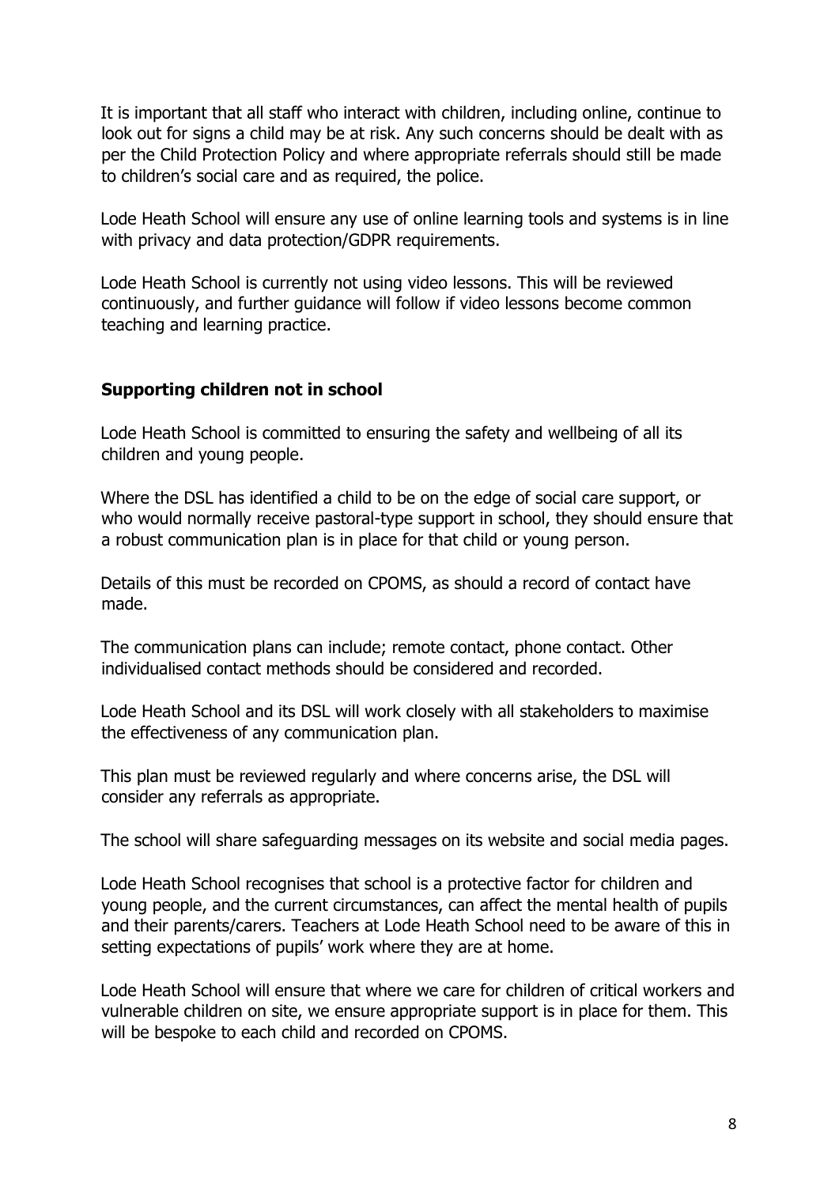It is important that all staff who interact with children, including online, continue to look out for signs a child may be at risk. Any such concerns should be dealt with as per the Child Protection Policy and where appropriate referrals should still be made to children's social care and as required, the police.

Lode Heath School will ensure any use of online learning tools and systems is in line with privacy and data protection/GDPR requirements.

Lode Heath School is currently not using video lessons. This will be reviewed continuously, and further guidance will follow if video lessons become common teaching and learning practice.

**Supporting children not in school**

Lode Heath School is committed to ensuring the safety and wellbeing of all its children and young people.

Where the DSL has identified a child to be on the edge of social care support, or who would normally receive pastoral-type support in school, they should ensure that a robust communication plan is in place for that child or young person.

Details of this must be recorded on CPOMS, as should a record of contact have made.

The communication plans can include; remote contact, phone contact. Other individualised contact methods should be considered and recorded.

Lode Heath School and its DSL will work closely with all stakeholders to maximise the effectiveness of any communication plan.

This plan must be reviewed regularly and where concerns arise, the DSL will consider any referrals as appropriate.

The school will share safeguarding messages on its website and social media pages.

Lode Heath School recognises that school is a protective factor for children and young people, and the current circumstances, can affect the mental health of pupils and their parents/carers. Teachers at Lode Heath School need to be aware of this in setting expectations of pupils' work where they are at home.

Lode Heath School will ensure that where we care for children of critical workers and vulnerable children on site, we ensure appropriate support is in place for them. This will be bespoke to each child and recorded on CPOMS.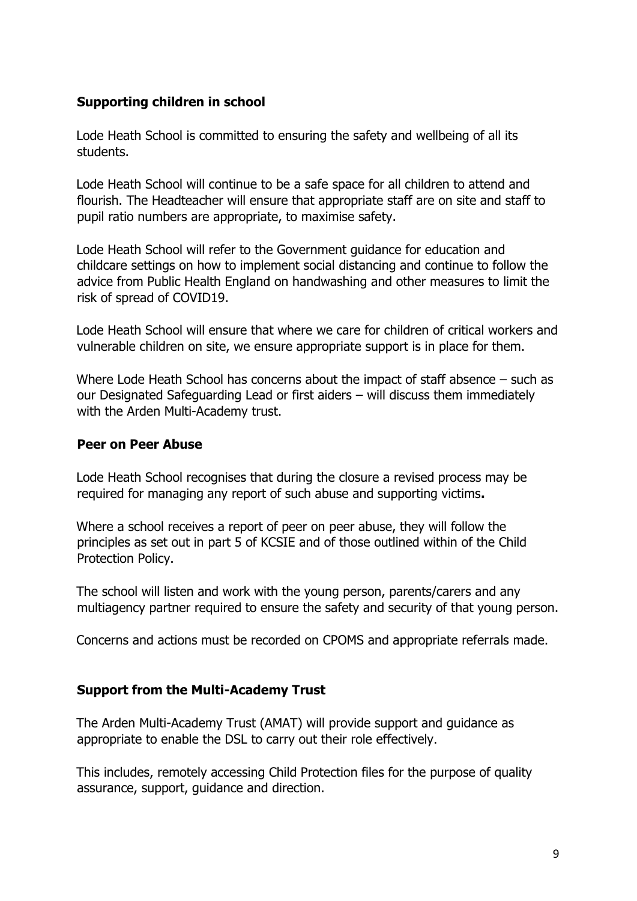### Supporting children in school

Lode Heath School is committed to ensuring the safety and wellbeing of all its students.

Lode Heath School will continue to be a safe space for all children to attend and flourish. The Headteacher will ensure that appropriate staff are on site and staff to pupil ratio numbers are appropriate, to maximise safety.

Lode Heath School will refer to the Government guidance for education and childcare settings on how to implement social distancing and continue to follow the advice from Public Health England on handwashing and other measures to limit the risk of spread of COVID19.

Lode Heath School will ensure that where we care for children of critical workers and vulnerable children on site, we ensure appropriate support is in place for them.

Where Lode Heath School has concerns about the impact of staff absence – such as our Designated Safeguarding Lead or first aiders – will discuss them immediately with the Arden Multi-Academy trust.

### Peer on Peer Abuse

Lode Heath School recognises that during the closure a revised process may be required for managing any report of such abuse and supporting victims**.**

Where a school receives a report of peer on peer abuse, they will follow the principles as set out in part 5 of KCSIE and of those outlined within of the Child Protection Policy.

The school will listen and work with the young person, parents/carers and any multiagency partner required to ensure the safety and security of that young person.

Concerns and actions must be recorded on CPOMS and appropriate referrals made.

### Support from the Multi-Academy Trust

The Arden Multi-Academy Trust (AMAT) will provide support and guidance as appropriate to enable the DSL to carry out their role effectively.

This includes, remotely accessing Child Protection files for the purpose of quality assurance, support, guidance and direction.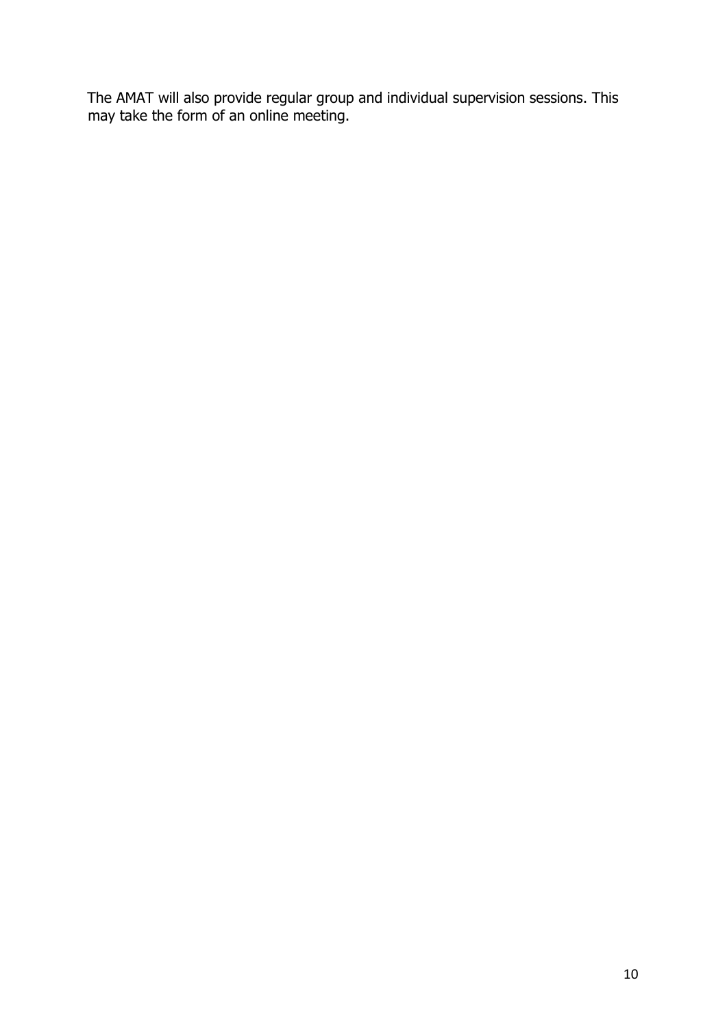The AMAT will also provide regular group and individual supervision sessions. This may take the form of an online meeting.